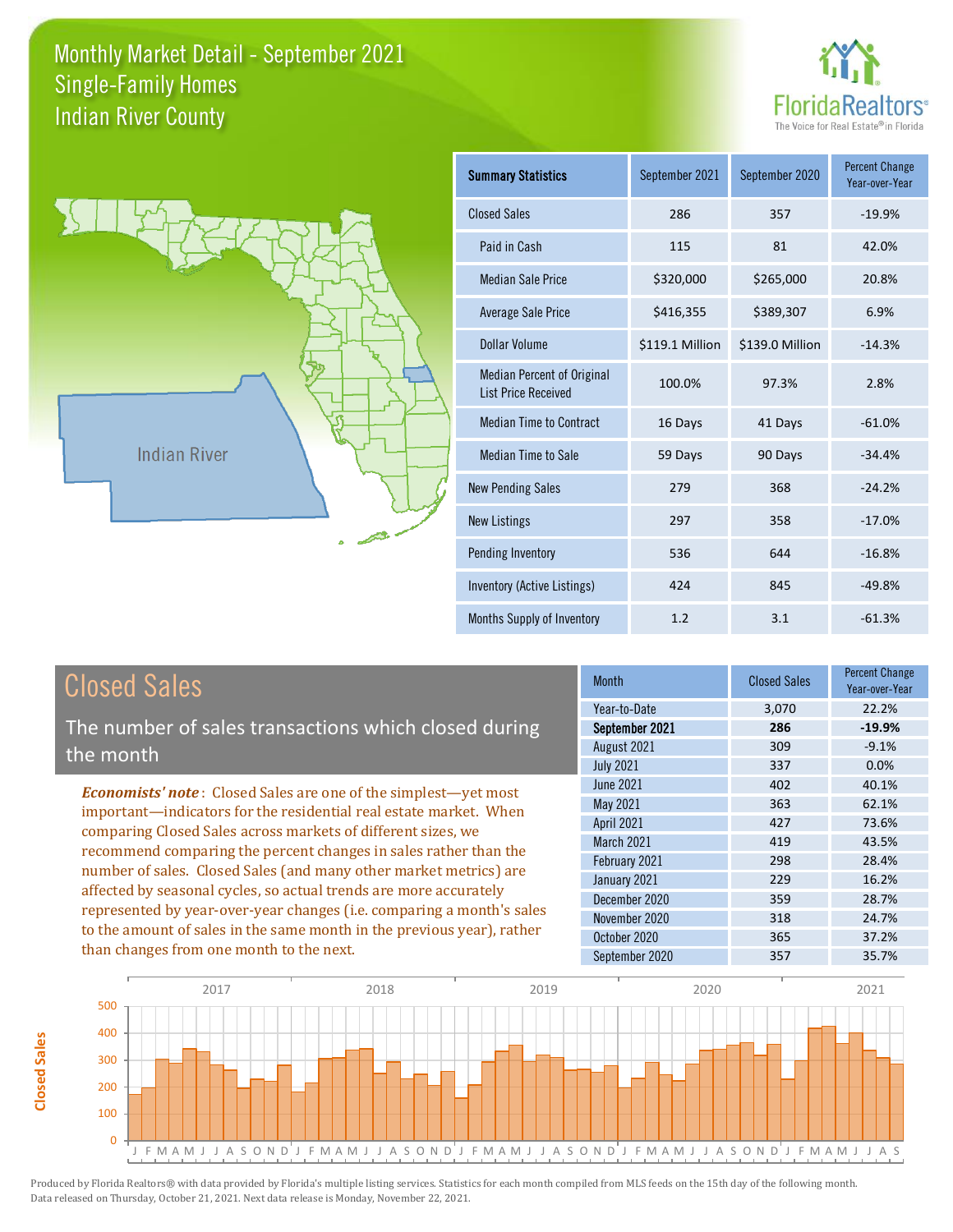# Monthly Market Detail - September 2021
## Single-Family Homes
## Indian River County

FloridaRealtors® The Voice for Real Estate® in Florida

Indian River

| Summary Statistics | September 2021 | September 2020 | Percent Change Year-over-Year |
|---|---|---|---|
| Closed Sales | 286 | 357 | -19.9% |
| Paid in Cash | 115 | 81 | 42.0% |
| Median Sale Price | $320,000 | $265,000 | 20.8% |
| Average Sale Price | $416,355 | $389,307 | 6.9% |
| Dollar Volume | $119.1 Million | $139.0 Million | -14.3% |
| Median Percent of Original List Price Received | 100.0% | 97.3% | 2.8% |
| Median Time to Contract | 16 Days | 41 Days | -61.0% |
| Median Time to Sale | 59 Days | 90 Days | -34.4% |
| New Pending Sales | 279 | 368 | -24.2% |
| New Listings | 297 | 358 | -17.0% |
| Pending Inventory | 536 | 644 | -16.8% |
| Inventory (Active Listings) | 424 | 845 | -49.8% |
| Months Supply of Inventory | 1.2 | 3.1 | -61.3% |

## Closed Sales

The number of sales transactions which closed during the month

*Economists' note*: Closed Sales are one of the simplest—yet most important—indicators for the residential real estate market. When comparing Closed Sales across markets of different sizes, we recommend comparing the percent changes in sales rather than the number of sales. Closed Sales (and many other market metrics) are affected by seasonal cycles, so actual trends are more accurately represented by year-over-year changes (i.e. comparing a month's sales to the amount of sales in the same month in the previous year), rather than changes from one month to the next.

| Month | Closed Sales | Percent Change Year-over-Year |
|---|---|---|
| Year-to-Date | 3,070 | 22.2% |
| **September 2021** | **286** | **-19.9%** |
| August 2021 | 309 | -9.1% |
| July 2021 | 337 | 0.0% |
| June 2021 | 402 | 40.1% |
| May 2021 | 363 | 62.1% |
| April 2021 | 427 | 73.6% |
| March 2021 | 419 | 43.5% |
| February 2021 | 298 | 28.4% |
| January 2021 | 229 | 16.2% |
| December 2020 | 359 | 28.7% |
| November 2020 | 318 | 24.7% |
| October 2020 | 365 | 37.2% |
| September 2020 | 357 | 35.7% |

Produced by Florida Realtors® with data provided by Florida's multiple listing services. Statistics for each month compiled from MLS feeds on the 15th day of the following month. Data released on Thursday, October 21, 2021. Next data release is Monday, November 22, 2021.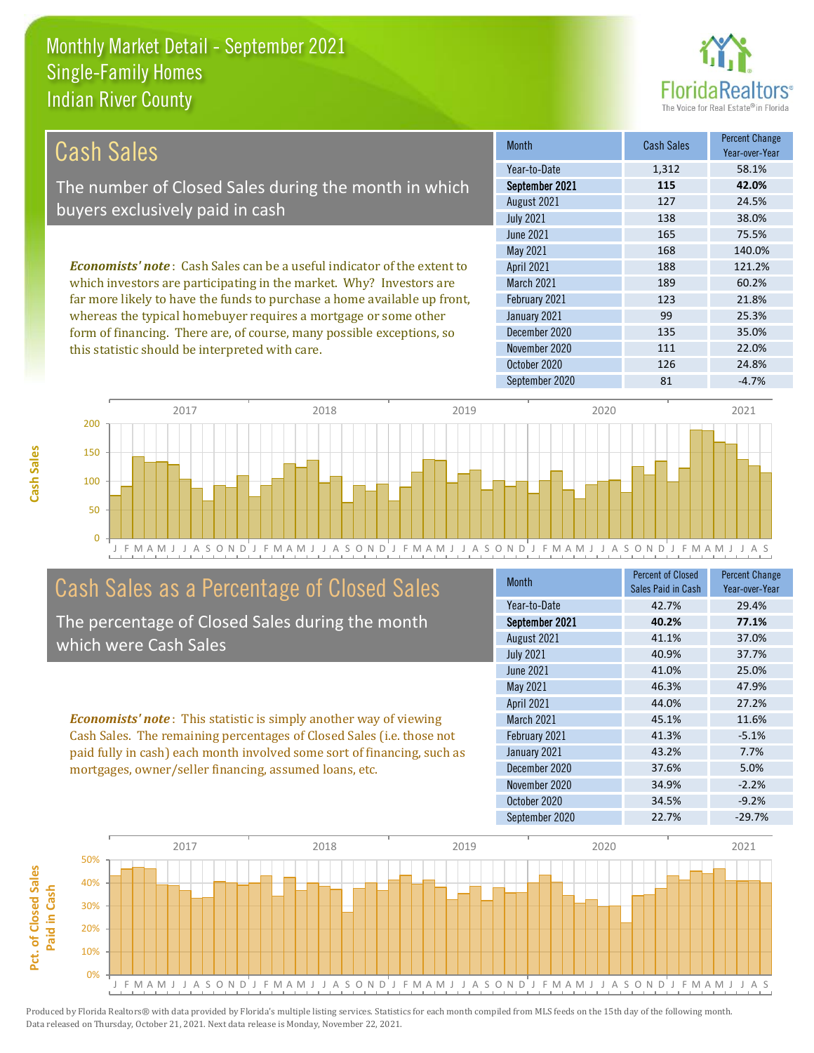# Monthly Market Detail - September 2021
## Single-Family Homes
## Indian River County

## Cash Sales

The number of Closed Sales during the month in which buyers exclusively paid in cash

*Economists' note*: Cash Sales can be a useful indicator of the extent to which investors are participating in the market. Why? Investors are far more likely to have the funds to purchase a home available up front, whereas the typical homebuyer requires a mortgage or some other form of financing. There are, of course, many possible exceptions, so this statistic should be interpreted with care.

| Month | Cash Sales | Percent Change Year-over-Year |
|---|---|---|
| Year-to-Date | 1,312 | 58.1% |
| **September 2021** | **115** | **42.0%** |
| August 2021 | 127 | 24.5% |
| July 2021 | 138 | 38.0% |
| June 2021 | 165 | 75.5% |
| May 2021 | 168 | 140.0% |
| April 2021 | 188 | 121.2% |
| March 2021 | 189 | 60.2% |
| February 2021 | 123 | 21.8% |
| January 2021 | 99 | 25.3% |
| December 2020 | 135 | 35.0% |
| November 2020 | 111 | 22.0% |
| October 2020 | 126 | 24.8% |
| September 2020 | 81 | -4.7% |

## Cash Sales as a Percentage of Closed Sales

The percentage of Closed Sales during the month which were Cash Sales

*Economists' note*: This statistic is simply another way of viewing Cash Sales. The remaining percentages of Closed Sales (i.e. those not paid fully in cash) each month involved some sort of financing, such as mortgages, owner/seller financing, assumed loans, etc.

| Month | Percent of Closed Sales Paid in Cash | Percent Change Year-over-Year |
|---|---|---|
| Year-to-Date | 42.7% | 29.4% |
| **September 2021** | **40.2%** | **77.1%** |
| August 2021 | 41.1% | 37.0% |
| July 2021 | 40.9% | 37.7% |
| June 2021 | 41.0% | 25.0% |
| May 2021 | 46.3% | 47.9% |
| April 2021 | 44.0% | 27.2% |
| March 2021 | 45.1% | 11.6% |
| February 2021 | 41.3% | -5.1% |
| January 2021 | 43.2% | 7.7% |
| December 2020 | 37.6% | 5.0% |
| November 2020 | 34.9% | -2.2% |
| October 2020 | 34.5% | -9.2% |
| September 2020 | 22.7% | -29.7% |

Produced by Florida Realtors® with data provided by Florida's multiple listing services. Statistics for each month compiled from MLS feeds on the 15th day of the following month. Data released on Thursday, October 21, 2021. Next data release is Monday, November 22, 2021.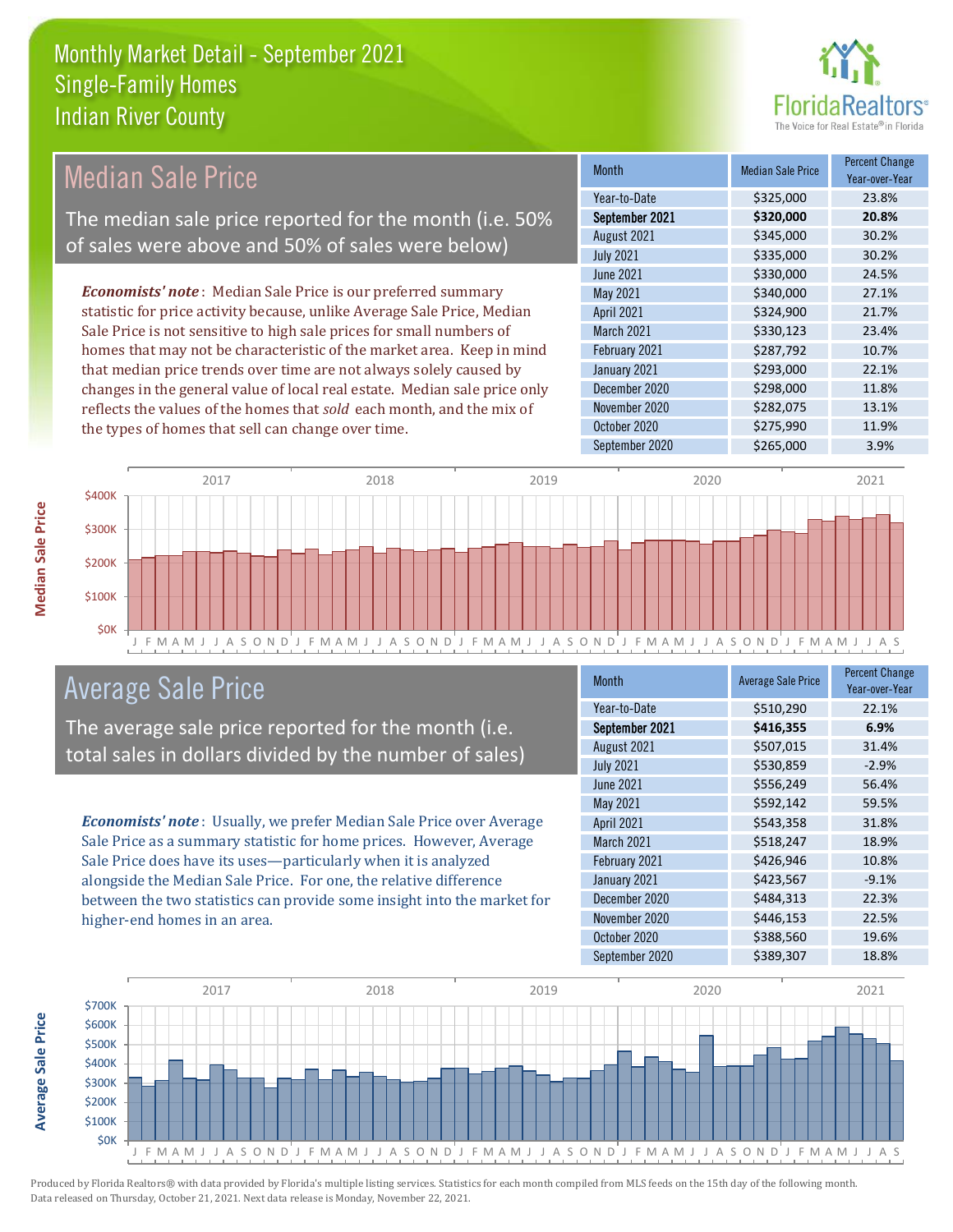# Monthly Market Detail - September 2021
## Single-Family Homes
## Indian River County

## Median Sale Price

The median sale price reported for the month (i.e. 50% of sales were above and 50% of sales were below)

*Economists' note*: Median Sale Price is our preferred summary statistic for price activity because, unlike Average Sale Price, Median Sale Price is not sensitive to high sale prices for small numbers of homes that may not be characteristic of the market area. Keep in mind that median price trends over time are not always solely caused by changes in the general value of local real estate. Median sale price only reflects the values of the homes that *sold* each month, and the mix of the types of homes that sell can change over time.

| Month | Median Sale Price | Percent Change Year-over-Year |
|---|---|---|
| Year-to-Date | $325,000 | 23.8% |
| **September 2021** | **$320,000** | **20.8%** |
| August 2021 | $345,000 | 30.2% |
| July 2021 | $335,000 | 30.2% |
| June 2021 | $330,000 | 24.5% |
| May 2021 | $340,000 | 27.1% |
| April 2021 | $324,900 | 21.7% |
| March 2021 | $330,123 | 23.4% |
| February 2021 | $287,792 | 10.7% |
| January 2021 | $293,000 | 22.1% |
| December 2020 | $298,000 | 11.8% |
| November 2020 | $282,075 | 13.1% |
| October 2020 | $275,990 | 11.9% |
| September 2020 | $265,000 | 3.9% |

## Average Sale Price

The average sale price reported for the month (i.e. total sales in dollars divided by the number of sales)

*Economists' note*: Usually, we prefer Median Sale Price over Average Sale Price as a summary statistic for home prices. However, Average Sale Price does have its uses—particularly when it is analyzed alongside the Median Sale Price. For one, the relative difference between the two statistics can provide some insight into the market for higher-end homes in an area.

| Month | Average Sale Price | Percent Change Year-over-Year |
|---|---|---|
| Year-to-Date | $510,290 | 22.1% |
| **September 2021** | **$416,355** | **6.9%** |
| August 2021 | $507,015 | 31.4% |
| July 2021 | $530,859 | -2.9% |
| June 2021 | $556,249 | 56.4% |
| May 2021 | $592,142 | 59.5% |
| April 2021 | $543,358 | 31.8% |
| March 2021 | $518,247 | 18.9% |
| February 2021 | $426,946 | 10.8% |
| January 2021 | $423,567 | -9.1% |
| December 2020 | $484,313 | 22.3% |
| November 2020 | $446,153 | 22.5% |
| October 2020 | $388,560 | 19.6% |
| September 2020 | $389,307 | 18.8% |

Produced by Florida Realtors® with data provided by Florida's multiple listing services. Statistics for each month compiled from MLS feeds on the 15th day of the following month. Data released on Thursday, October 21, 2021. Next data release is Monday, November 22, 2021.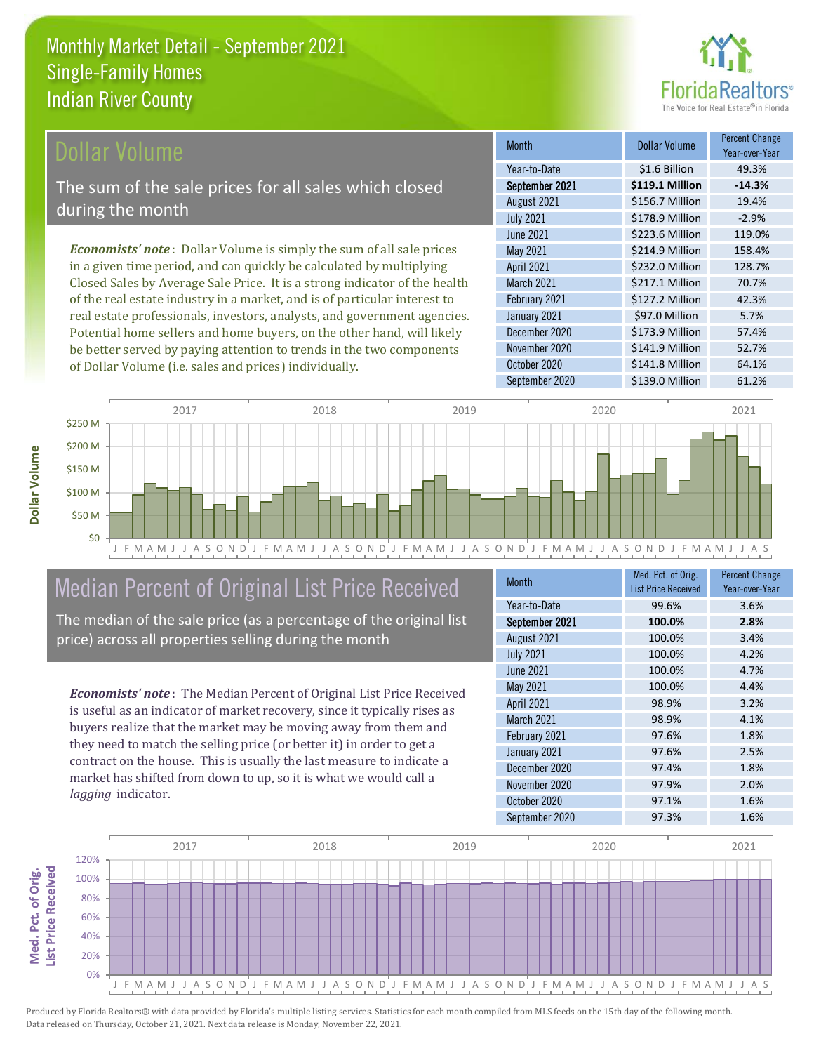# Monthly Market Detail - September 2021
## Single-Family Homes
## Indian River County

## Dollar Volume

The sum of the sale prices for all sales which closed during the month

*Economists' note*: Dollar Volume is simply the sum of all sale prices in a given time period, and can quickly be calculated by multiplying Closed Sales by Average Sale Price. It is a strong indicator of the health of the real estate industry in a market, and is of particular interest to real estate professionals, investors, analysts, and government agencies. Potential home sellers and home buyers, on the other hand, will likely be better served by paying attention to trends in the two components of Dollar Volume (i.e. sales and prices) individually.

| Month | Dollar Volume | Percent Change Year-over-Year |
|---|---|---|
| Year-to-Date | $1.6 Billion | 49.3% |
| **September 2021** | **$119.1 Million** | **-14.3%** |
| August 2021 | $156.7 Million | 19.4% |
| July 2021 | $178.9 Million | -2.9% |
| June 2021 | $223.6 Million | 119.0% |
| May 2021 | $214.9 Million | 158.4% |
| April 2021 | $232.0 Million | 128.7% |
| March 2021 | $217.1 Million | 70.7% |
| February 2021 | $127.2 Million | 42.3% |
| January 2021 | $97.0 Million | 5.7% |
| December 2020 | $173.9 Million | 57.4% |
| November 2020 | $141.9 Million | 52.7% |
| October 2020 | $141.8 Million | 64.1% |
| September 2020 | $139.0 Million | 61.2% |

## Median Percent of Original List Price Received

The median of the sale price (as a percentage of the original list price) across all properties selling during the month

*Economists' note*: The Median Percent of Original List Price Received is useful as an indicator of market recovery, since it typically rises as buyers realize that the market may be moving away from them and they need to match the selling price (or better it) in order to get a contract on the house. This is usually the last measure to indicate a market has shifted from down to up, so it is what we would call a *lagging* indicator.

| Month | Med. Pct. of Orig. List Price Received | Percent Change Year-over-Year |
|---|---|---|
| Year-to-Date | 99.6% | 3.6% |
| **September 2021** | **100.0%** | **2.8%** |
| August 2021 | 100.0% | 3.4% |
| July 2021 | 100.0% | 4.2% |
| June 2021 | 100.0% | 4.7% |
| May 2021 | 100.0% | 4.4% |
| April 2021 | 98.9% | 3.2% |
| March 2021 | 98.9% | 4.1% |
| February 2021 | 97.6% | 1.8% |
| January 2021 | 97.6% | 2.5% |
| December 2020 | 97.4% | 1.8% |
| November 2020 | 97.9% | 2.0% |
| October 2020 | 97.1% | 1.6% |
| September 2020 | 97.3% | 1.6% |

Produced by Florida Realtors® with data provided by Florida's multiple listing services. Statistics for each month compiled from MLS feeds on the 15th day of the following month. Data released on Thursday, October 21, 2021. Next data release is Monday, November 22, 2021.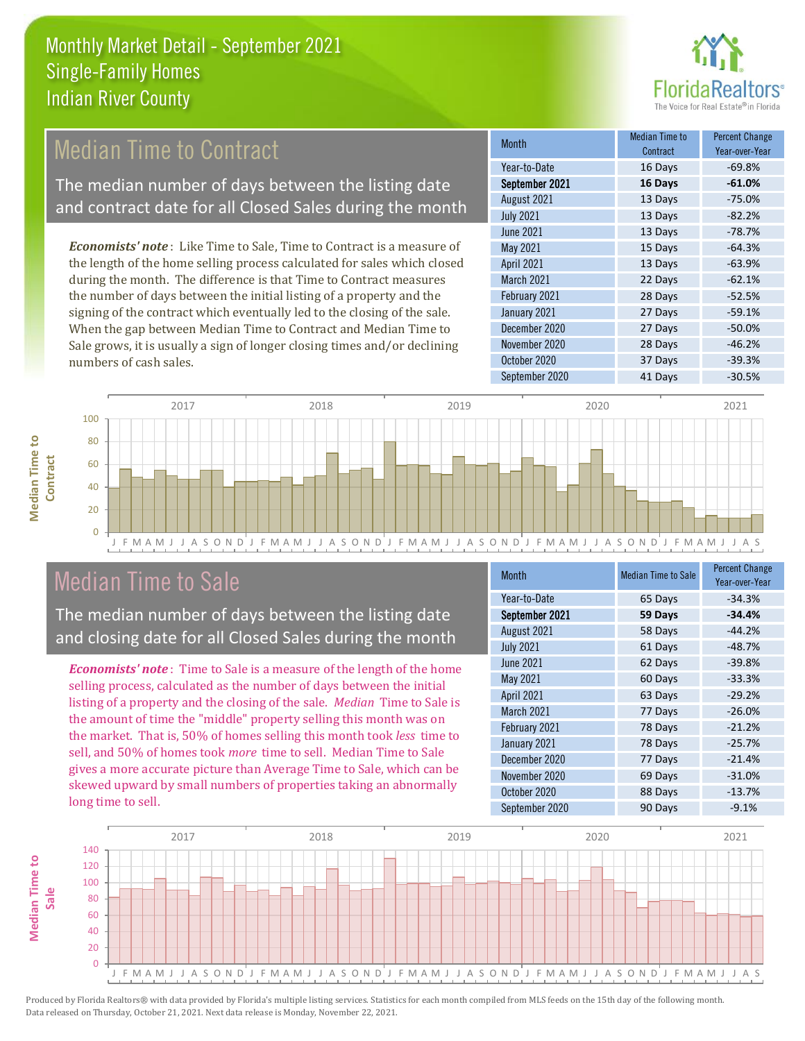# Monthly Market Detail - September 2021
## Single-Family Homes
## Indian River County

## Median Time to Contract

The median number of days between the listing date and contract date for all Closed Sales during the month

*Economists' note*: Like Time to Sale, Time to Contract is a measure of the length of the home selling process calculated for sales which closed during the month. The difference is that Time to Contract measures the number of days between the initial listing of a property and the signing of the contract which eventually led to the closing of the sale. When the gap between Median Time to Contract and Median Time to Sale grows, it is usually a sign of longer closing times and/or declining numbers of cash sales.

| Month | Median Time to Contract | Percent Change Year-over-Year |
|---|---|---|
| Year-to-Date | 16 Days | -69.8% |
| **September 2021** | **16 Days** | **-61.0%** |
| August 2021 | 13 Days | -75.0% |
| July 2021 | 13 Days | -82.2% |
| June 2021 | 13 Days | -78.7% |
| May 2021 | 15 Days | -64.3% |
| April 2021 | 13 Days | -63.9% |
| March 2021 | 22 Days | -62.1% |
| February 2021 | 28 Days | -52.5% |
| January 2021 | 27 Days | -59.1% |
| December 2020 | 27 Days | -50.0% |
| November 2020 | 28 Days | -46.2% |
| October 2020 | 37 Days | -39.3% |
| September 2020 | 41 Days | -30.5% |

## Median Time to Sale

The median number of days between the listing date and closing date for all Closed Sales during the month

*Economists' note*: Time to Sale is a measure of the length of the home selling process, calculated as the number of days between the initial listing of a property and the closing of the sale. *Median* Time to Sale is the amount of time the "middle" property selling this month was on the market. That is, 50% of homes selling this month took *less* time to sell, and 50% of homes took *more* time to sell. Median Time to Sale gives a more accurate picture than Average Time to Sale, which can be skewed upward by small numbers of properties taking an abnormally long time to sell.

| Month | Median Time to Sale | Percent Change Year-over-Year |
|---|---|---|
| Year-to-Date | 65 Days | -34.3% |
| **September 2021** | **59 Days** | **-34.4%** |
| August 2021 | 58 Days | -44.2% |
| July 2021 | 61 Days | -48.7% |
| June 2021 | 62 Days | -39.8% |
| May 2021 | 60 Days | -33.3% |
| April 2021 | 63 Days | -29.2% |
| March 2021 | 77 Days | -26.0% |
| February 2021 | 78 Days | -21.2% |
| January 2021 | 78 Days | -25.7% |
| December 2020 | 77 Days | -21.4% |
| November 2020 | 69 Days | -31.0% |
| October 2020 | 88 Days | -13.7% |
| September 2020 | 90 Days | -9.1% |

Produced by Florida Realtors® with data provided by Florida's multiple listing services. Statistics for each month compiled from MLS feeds on the 15th day of the following month. Data released on Thursday, October 21, 2021. Next data release is Monday, November 22, 2021.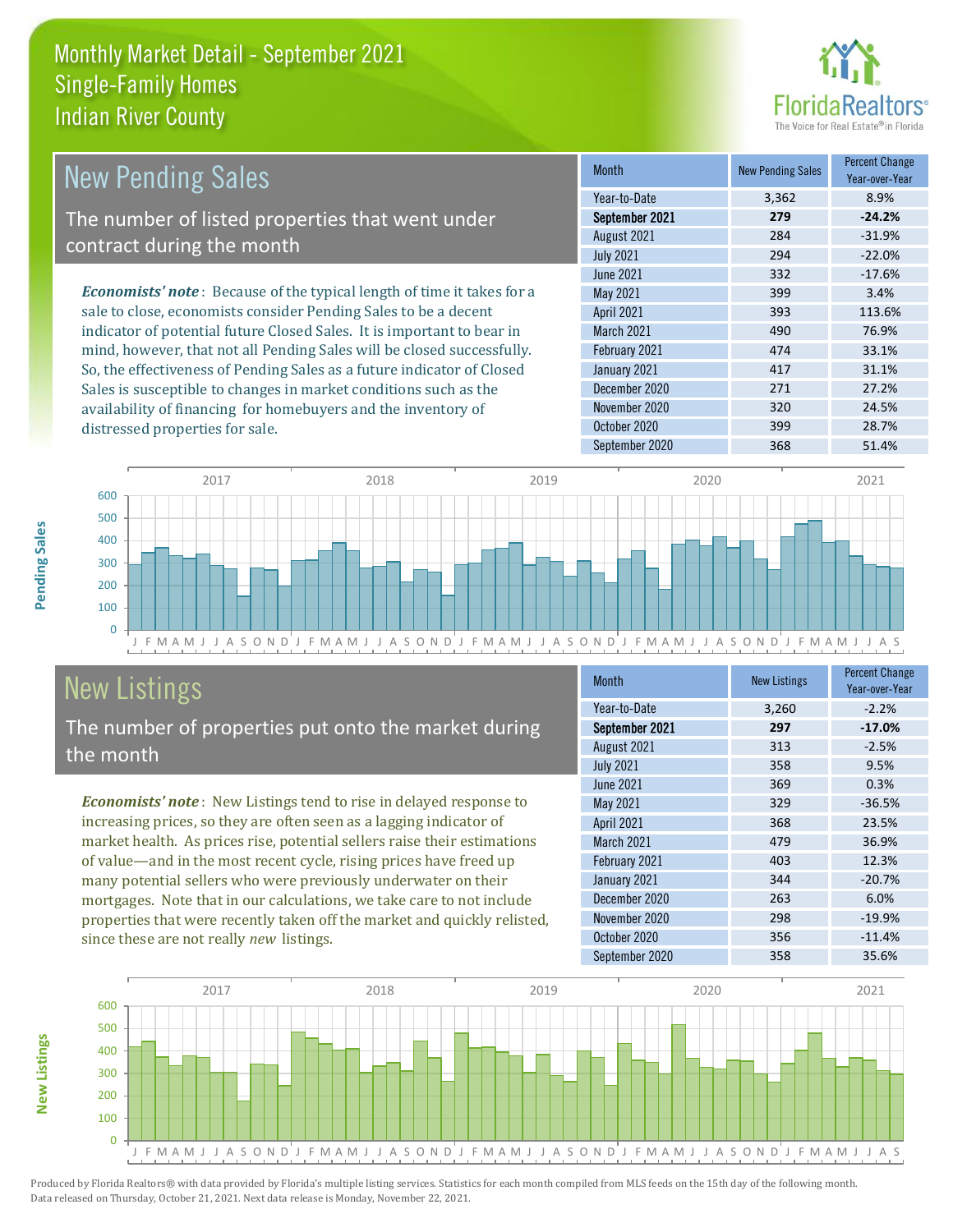# Monthly Market Detail - September 2021
## Single-Family Homes
## Indian River County

## New Pending Sales

The number of listed properties that went under contract during the month

*Economists' note*: Because of the typical length of time it takes for a sale to close, economists consider Pending Sales to be a decent indicator of potential future Closed Sales. It is important to bear in mind, however, that not all Pending Sales will be closed successfully. So, the effectiveness of Pending Sales as a future indicator of Closed Sales is susceptible to changes in market conditions such as the availability of financing for homebuyers and the inventory of distressed properties for sale.

| Month | New Pending Sales | Percent Change Year-over-Year |
|---|---|---|
| Year-to-Date | 3,362 | 8.9% |
| **September 2021** | **279** | **-24.2%** |
| August 2021 | 284 | -31.9% |
| July 2021 | 294 | -22.0% |
| June 2021 | 332 | -17.6% |
| May 2021 | 399 | 3.4% |
| April 2021 | 393 | 113.6% |
| March 2021 | 490 | 76.9% |
| February 2021 | 474 | 33.1% |
| January 2021 | 417 | 31.1% |
| December 2020 | 271 | 27.2% |
| November 2020 | 320 | 24.5% |
| October 2020 | 399 | 28.7% |
| September 2020 | 368 | 51.4% |

## New Listings

The number of properties put onto the market during the month

*Economists' note*: New Listings tend to rise in delayed response to increasing prices, so they are often seen as a lagging indicator of market health. As prices rise, potential sellers raise their estimations of value—and in the most recent cycle, rising prices have freed up many potential sellers who were previously underwater on their mortgages. Note that in our calculations, we take care to not include properties that were recently taken off the market and quickly relisted, since these are not really *new* listings.

| Month | New Listings | Percent Change Year-over-Year |
|---|---|---|
| Year-to-Date | 3,260 | -2.2% |
| **September 2021** | **297** | **-17.0%** |
| August 2021 | 313 | -2.5% |
| July 2021 | 358 | 9.5% |
| June 2021 | 369 | 0.3% |
| May 2021 | 329 | -36.5% |
| April 2021 | 368 | 23.5% |
| March 2021 | 479 | 36.9% |
| February 2021 | 403 | 12.3% |
| January 2021 | 344 | -20.7% |
| December 2020 | 263 | 6.0% |
| November 2020 | 298 | -19.9% |
| October 2020 | 356 | -11.4% |
| September 2020 | 358 | 35.6% |

Produced by Florida Realtors® with data provided by Florida's multiple listing services. Statistics for each month compiled from MLS feeds on the 15th day of the following month. Data released on Thursday, October 21, 2021. Next data release is Monday, November 22, 2021.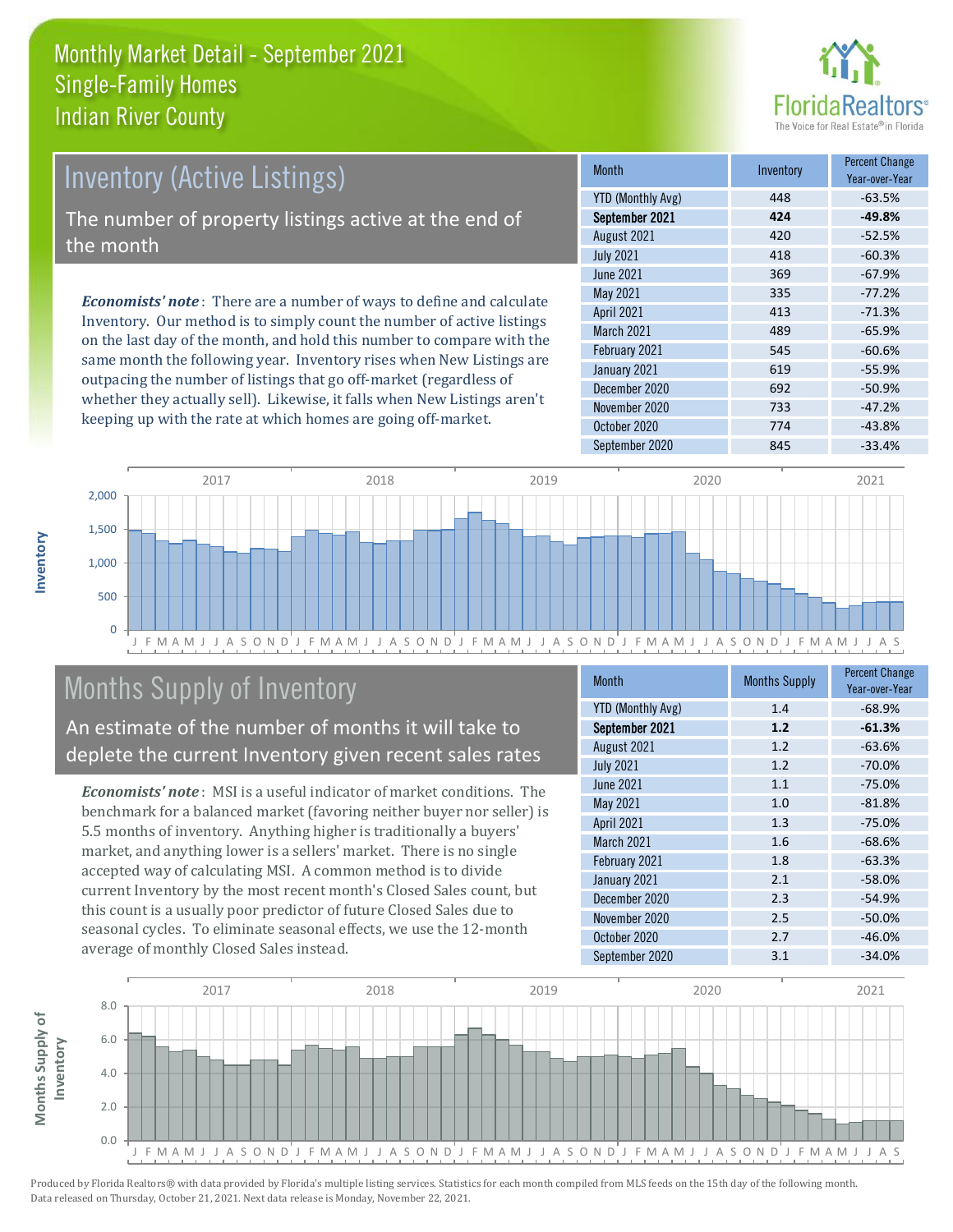# Monthly Market Detail - September 2021
## Single-Family Homes
## Indian River County

## Inventory (Active Listings)

The number of property listings active at the end of the month

***Economists' note***: There are a number of ways to define and calculate Inventory. Our method is to simply count the number of active listings on the last day of the month, and hold this number to compare with the same month the following year. Inventory rises when New Listings are outpacing the number of listings that go off-market (regardless of whether they actually sell). Likewise, it falls when New Listings aren't keeping up with the rate at which homes are going off-market.

| Month | Inventory | Percent Change Year-over-Year |
|---|---|---|
| YTD (Monthly Avg) | 448 | -63.5% |
| **September 2021** | **424** | **-49.8%** |
| August 2021 | 420 | -52.5% |
| July 2021 | 418 | -60.3% |
| June 2021 | 369 | -67.9% |
| May 2021 | 335 | -77.2% |
| April 2021 | 413 | -71.3% |
| March 2021 | 489 | -65.9% |
| February 2021 | 545 | -60.6% |
| January 2021 | 619 | -55.9% |
| December 2020 | 692 | -50.9% |
| November 2020 | 733 | -47.2% |
| October 2020 | 774 | -43.8% |
| September 2020 | 845 | -33.4% |

## Months Supply of Inventory

An estimate of the number of months it will take to deplete the current Inventory given recent sales rates

***Economists' note***: MSI is a useful indicator of market conditions. The benchmark for a balanced market (favoring neither buyer nor seller) is 5.5 months of inventory. Anything higher is traditionally a buyers' market, and anything lower is a sellers' market. There is no single accepted way of calculating MSI. A common method is to divide current Inventory by the most recent month's Closed Sales count, but this count is a usually poor predictor of future Closed Sales due to seasonal cycles. To eliminate seasonal effects, we use the 12-month average of monthly Closed Sales instead.

| Month | Months Supply | Percent Change Year-over-Year |
|---|---|---|
| YTD (Monthly Avg) | 1.4 | -68.9% |
| **September 2021** | **1.2** | **-61.3%** |
| August 2021 | 1.2 | -63.6% |
| July 2021 | 1.2 | -70.0% |
| June 2021 | 1.1 | -75.0% |
| May 2021 | 1.0 | -81.8% |
| April 2021 | 1.3 | -75.0% |
| March 2021 | 1.6 | -68.6% |
| February 2021 | 1.8 | -63.3% |
| January 2021 | 2.1 | -58.0% |
| December 2020 | 2.3 | -54.9% |
| November 2020 | 2.5 | -50.0% |
| October 2020 | 2.7 | -46.0% |
| September 2020 | 3.1 | -34.0% |

Produced by Florida Realtors® with data provided by Florida's multiple listing services. Statistics for each month compiled from MLS feeds on the 15th day of the following month. Data released on Thursday, October 21, 2021. Next data release is Monday, November 22, 2021.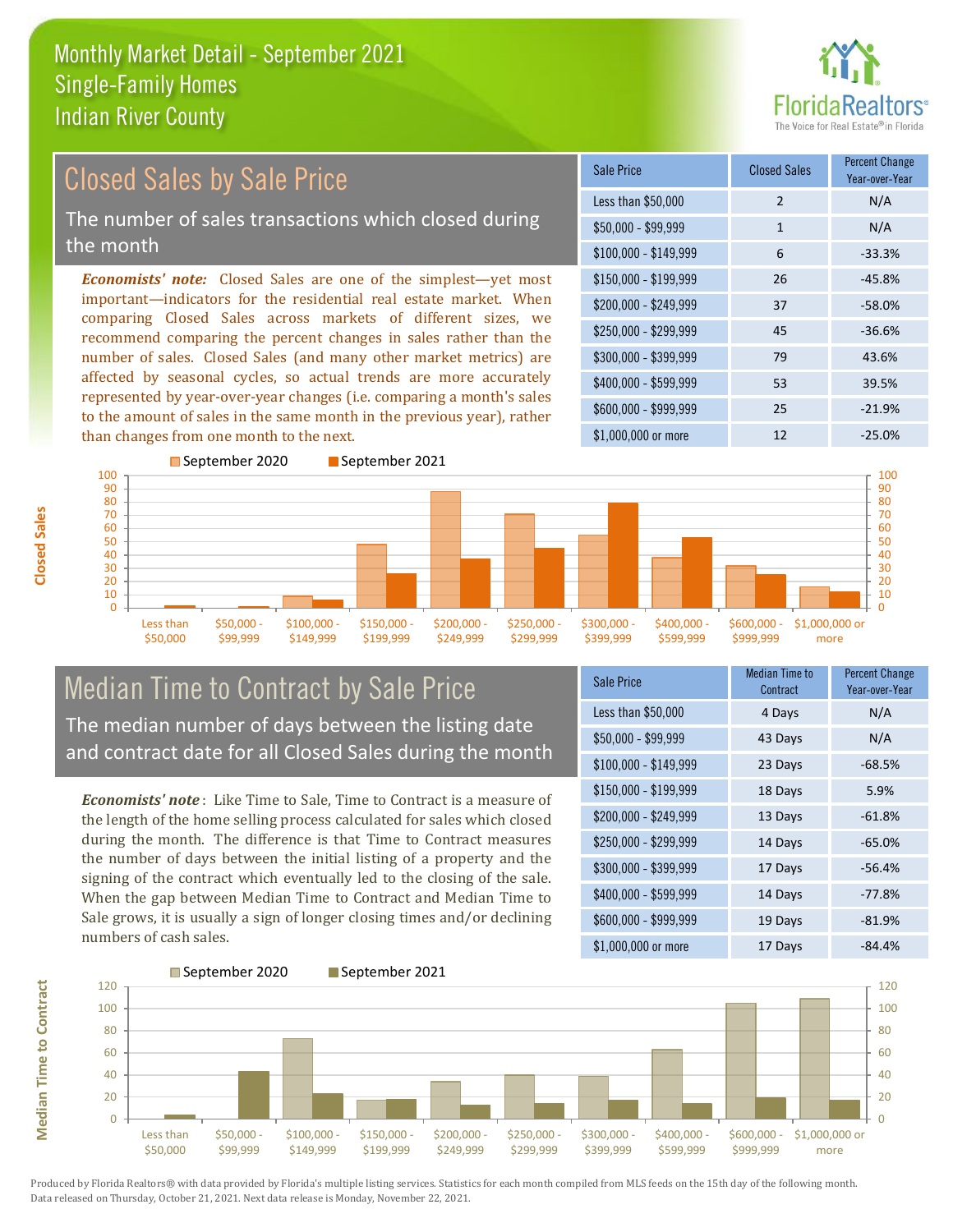# Monthly Market Detail - September 2021
## Single-Family Homes
## Indian River County

## Closed Sales by Sale Price

The number of sales transactions which closed during the month

***Economists' note:*** Closed Sales are one of the simplest—yet most important—indicators for the residential real estate market. When comparing Closed Sales across markets of different sizes, we recommend comparing the percent changes in sales rather than the number of sales. Closed Sales (and many other market metrics) are affected by seasonal cycles, so actual trends are more accurately represented by year-over-year changes (i.e. comparing a month's sales to the amount of sales in the same month in the previous year), rather than changes from one month to the next.

| Sale Price | Closed Sales | Percent Change Year-over-Year |
|---|---|---|
| Less than $50,000 | 2 | N/A |
| $50,000 - $99,999 | 1 | N/A |
| $100,000 - $149,999 | 6 | -33.3% |
| $150,000 - $199,999 | 26 | -45.8% |
| $200,000 - $249,999 | 37 | -58.0% |
| $250,000 - $299,999 | 45 | -36.6% |
| $300,000 - $399,999 | 79 | 43.6% |
| $400,000 - $599,999 | 53 | 39.5% |
| $600,000 - $999,999 | 25 | -21.9% |
| $1,000,000 or more | 12 | -25.0% |

## Median Time to Contract by Sale Price

The median number of days between the listing date and contract date for all Closed Sales during the month

***Economists' note***: Like Time to Sale, Time to Contract is a measure of the length of the home selling process calculated for sales which closed during the month. The difference is that Time to Contract measures the number of days between the initial listing of a property and the signing of the contract which eventually led to the closing of the sale. When the gap between Median Time to Contract and Median Time to Sale grows, it is usually a sign of longer closing times and/or declining numbers of cash sales.

| Sale Price | Median Time to Contract | Percent Change Year-over-Year |
|---|---|---|
| Less than $50,000 | 4 Days | N/A |
| $50,000 - $99,999 | 43 Days | N/A |
| $100,000 - $149,999 | 23 Days | -68.5% |
| $150,000 - $199,999 | 18 Days | 5.9% |
| $200,000 - $249,999 | 13 Days | -61.8% |
| $250,000 - $299,999 | 14 Days | -65.0% |
| $300,000 - $399,999 | 17 Days | -56.4% |
| $400,000 - $599,999 | 14 Days | -77.8% |
| $600,000 - $999,999 | 19 Days | -81.9% |
| $1,000,000 or more | 17 Days | -84.4% |

Produced by Florida Realtors® with data provided by Florida's multiple listing services. Statistics for each month compiled from MLS feeds on the 15th day of the following month. Data released on Thursday, October 21, 2021. Next data release is Monday, November 22, 2021.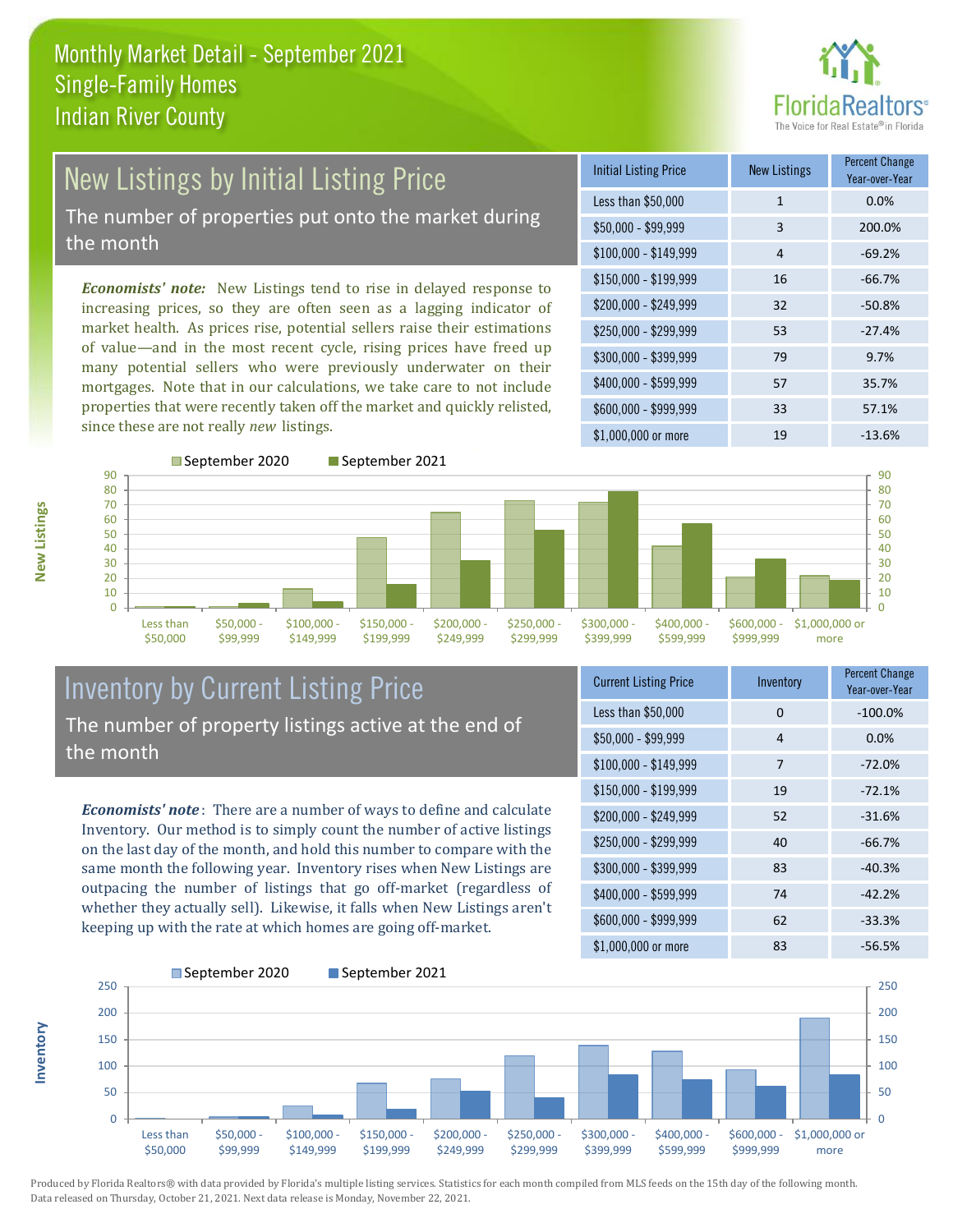# Monthly Market Detail - September 2021
## Single-Family Homes
## Indian River County

## New Listings by Initial Listing Price

The number of properties put onto the market during the month

*Economists' note:* New Listings tend to rise in delayed response to increasing prices, so they are often seen as a lagging indicator of market health. As prices rise, potential sellers raise their estimations of value—and in the most recent cycle, rising prices have freed up many potential sellers who were previously underwater on their mortgages. Note that in our calculations, we take care to not include properties that were recently taken off the market and quickly relisted, since these are not really *new* listings.

| Initial Listing Price | New Listings | Percent Change Year-over-Year |
|---|---|---|
| Less than $50,000 | 1 | 0.0% |
| $50,000 - $99,999 | 3 | 200.0% |
| $100,000 - $149,999 | 4 | -69.2% |
| $150,000 - $199,999 | 16 | -66.7% |
| $200,000 - $249,999 | 32 | -50.8% |
| $250,000 - $299,999 | 53 | -27.4% |
| $300,000 - $399,999 | 79 | 9.7% |
| $400,000 - $599,999 | 57 | 35.7% |
| $600,000 - $999,999 | 33 | 57.1% |
| $1,000,000 or more | 19 | -13.6% |

## Inventory by Current Listing Price

The number of property listings active at the end of the month

*Economists' note*: There are a number of ways to define and calculate Inventory. Our method is to simply count the number of active listings on the last day of the month, and hold this number to compare with the same month the following year. Inventory rises when New Listings are outpacing the number of listings that go off-market (regardless of whether they actually sell). Likewise, it falls when New Listings aren't keeping up with the rate at which homes are going off-market.

| Current Listing Price | Inventory | Percent Change Year-over-Year |
|---|---|---|
| Less than $50,000 | 0 | -100.0% |
| $50,000 - $99,999 | 4 | 0.0% |
| $100,000 - $149,999 | 7 | -72.0% |
| $150,000 - $199,999 | 19 | -72.1% |
| $200,000 - $249,999 | 52 | -31.6% |
| $250,000 - $299,999 | 40 | -66.7% |
| $300,000 - $399,999 | 83 | -40.3% |
| $400,000 - $599,999 | 74 | -42.2% |
| $600,000 - $999,999 | 62 | -33.3% |
| $1,000,000 or more | 83 | -56.5% |

Produced by Florida Realtors® with data provided by Florida's multiple listing services. Statistics for each month compiled from MLS feeds on the 15th day of the following month. Data released on Thursday, October 21, 2021. Next data release is Monday, November 22, 2021.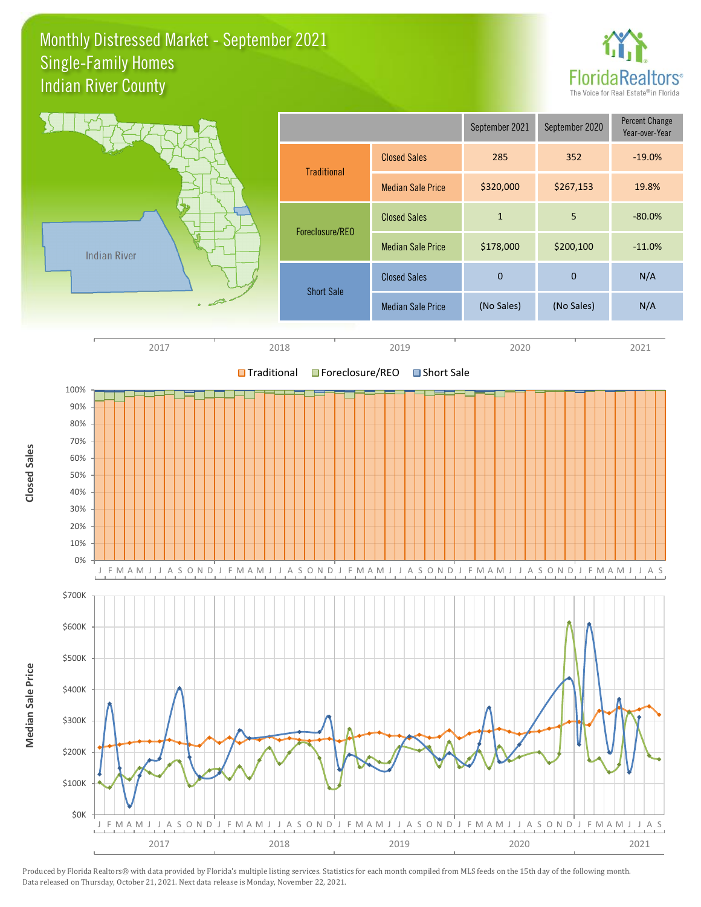# Monthly Distressed Market - September 2021
## Single-Family Homes
## Indian River County

FloridaRealtors®
The Voice for Real Estate® in Florida

Indian River

| | | September 2021 | September 2020 | Percent Change Year-over-Year |
|---|---|---|---|---|
| Traditional | Closed Sales | 285 | 352 | -19.0% |
| | Median Sale Price | $320,000 | $267,153 | 19.8% |
| Foreclosure/REO | Closed Sales | 1 | 5 | -80.0% |
| | Median Sale Price | $178,000 | $200,100 | -11.0% |
| Short Sale | Closed Sales | 0 | 0 | N/A |
| | Median Sale Price | (No Sales) | (No Sales) | N/A |

2017 2018 2019 2020 2021

Traditional Foreclosure/REO Short Sale

Closed Sales

100% 90% 80% 70% 60% 50% 40% 30% 20% 10% 0%

J F M A M J J A S O N D J F M A M J J A S O N D J F M A M J J A S O N D J F M A M J J A S O N D J F M A M J J A S

Median Sale Price

$700K $600K $500K $400K $300K $200K $100K $0K

J F M A M J J A S O N D J F M A M J J A S O N D J F M A M J J A S O N D J F M A M J J A S O N D J F M A M J J A S

2017 2018 2019 2020 2021

Produced by Florida Realtors® with data provided by Florida's multiple listing services. Statistics for each month compiled from MLS feeds on the 15th day of the following month. Data released on Thursday, October 21, 2021. Next data release is Monday, November 22, 2021.